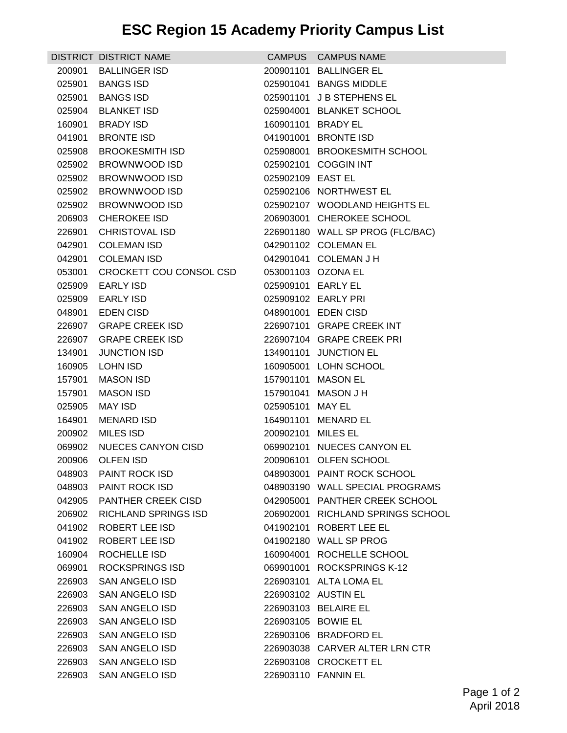# ESC Region 15 Academy Priority Campus List

| DISTRICT | DISTRICT NAME | CAMPUS | CAMPUS NAME |
|---|---|---|---|
| 200901 | BALLINGER ISD | 200901101 | BALLINGER EL |
| 025901 | BANGS ISD | 025901041 | BANGS MIDDLE |
| 025901 | BANGS ISD | 025901101 | J B STEPHENS EL |
| 025904 | BLANKET ISD | 025904001 | BLANKET SCHOOL |
| 160901 | BRADY ISD | 160901101 | BRADY EL |
| 041901 | BRONTE ISD | 041901001 | BRONTE ISD |
| 025908 | BROOKESMITH ISD | 025908001 | BROOKESMITH SCHOOL |
| 025902 | BROWNWOOD ISD | 025902101 | COGGIN INT |
| 025902 | BROWNWOOD ISD | 025902109 | EAST EL |
| 025902 | BROWNWOOD ISD | 025902106 | NORTHWEST EL |
| 025902 | BROWNWOOD ISD | 025902107 | WOODLAND HEIGHTS EL |
| 206903 | CHEROKEE ISD | 206903001 | CHEROKEE SCHOOL |
| 226901 | CHRISTOVAL ISD | 226901180 | WALL SP PROG (FLC/BAC) |
| 042901 | COLEMAN ISD | 042901102 | COLEMAN EL |
| 042901 | COLEMAN ISD | 042901041 | COLEMAN J H |
| 053001 | CROCKETT COU CONSOL CSD | 053001103 | OZONA EL |
| 025909 | EARLY ISD | 025909101 | EARLY EL |
| 025909 | EARLY ISD | 025909102 | EARLY PRI |
| 048901 | EDEN CISD | 048901001 | EDEN CISD |
| 226907 | GRAPE CREEK ISD | 226907101 | GRAPE CREEK INT |
| 226907 | GRAPE CREEK ISD | 226907104 | GRAPE CREEK PRI |
| 134901 | JUNCTION ISD | 134901101 | JUNCTION EL |
| 160905 | LOHN ISD | 160905001 | LOHN SCHOOL |
| 157901 | MASON ISD | 157901101 | MASON EL |
| 157901 | MASON ISD | 157901041 | MASON J H |
| 025905 | MAY ISD | 025905101 | MAY EL |
| 164901 | MENARD ISD | 164901101 | MENARD EL |
| 200902 | MILES ISD | 200902101 | MILES EL |
| 069902 | NUECES CANYON CISD | 069902101 | NUECES CANYON EL |
| 200906 | OLFEN ISD | 200906101 | OLFEN SCHOOL |
| 048903 | PAINT ROCK ISD | 048903001 | PAINT ROCK SCHOOL |
| 048903 | PAINT ROCK ISD | 048903190 | WALL SPECIAL PROGRAMS |
| 042905 | PANTHER CREEK CISD | 042905001 | PANTHER CREEK SCHOOL |
| 206902 | RICHLAND SPRINGS ISD | 206902001 | RICHLAND SPRINGS SCHOOL |
| 041902 | ROBERT LEE ISD | 041902101 | ROBERT LEE EL |
| 041902 | ROBERT LEE ISD | 041902180 | WALL SP PROG |
| 160904 | ROCHELLE ISD | 160904001 | ROCHELLE SCHOOL |
| 069901 | ROCKSPRINGS ISD | 069901001 | ROCKSPRINGS K-12 |
| 226903 | SAN ANGELO ISD | 226903101 | ALTA LOMA EL |
| 226903 | SAN ANGELO ISD | 226903102 | AUSTIN EL |
| 226903 | SAN ANGELO ISD | 226903103 | BELAIRE EL |
| 226903 | SAN ANGELO ISD | 226903105 | BOWIE EL |
| 226903 | SAN ANGELO ISD | 226903106 | BRADFORD EL |
| 226903 | SAN ANGELO ISD | 226903038 | CARVER ALTER LRN CTR |
| 226903 | SAN ANGELO ISD | 226903108 | CROCKETT EL |
| 226903 | SAN ANGELO ISD | 226903110 | FANNIN EL |

April 2018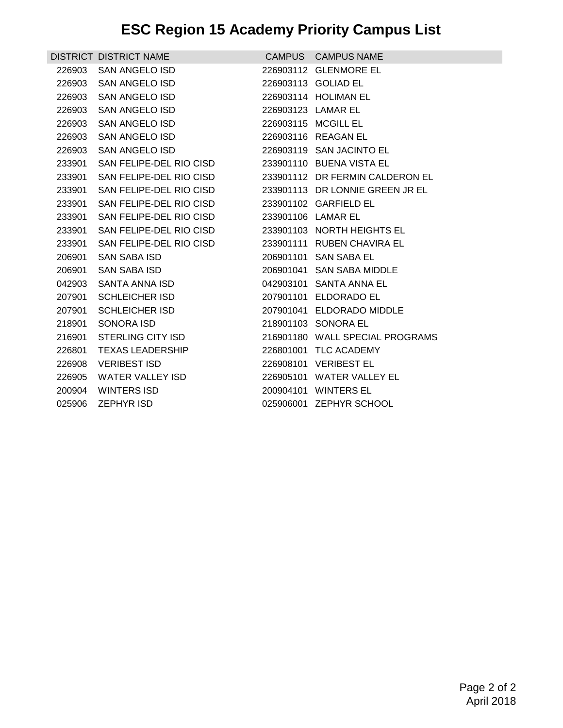# ESC Region 15 Academy Priority Campus List

| DISTRICT | DISTRICT NAME | CAMPUS | CAMPUS NAME |
|---|---|---|---|
| 226903 | SAN ANGELO ISD | 226903112 | GLENMORE EL |
| 226903 | SAN ANGELO ISD | 226903113 | GOLIAD EL |
| 226903 | SAN ANGELO ISD | 226903114 | HOLIMAN EL |
| 226903 | SAN ANGELO ISD | 226903123 | LAMAR EL |
| 226903 | SAN ANGELO ISD | 226903115 | MCGILL EL |
| 226903 | SAN ANGELO ISD | 226903116 | REAGAN EL |
| 226903 | SAN ANGELO ISD | 226903119 | SAN JACINTO EL |
| 233901 | SAN FELIPE-DEL RIO CISD | 233901110 | BUENA VISTA EL |
| 233901 | SAN FELIPE-DEL RIO CISD | 233901112 | DR FERMIN CALDERON EL |
| 233901 | SAN FELIPE-DEL RIO CISD | 233901113 | DR LONNIE GREEN JR EL |
| 233901 | SAN FELIPE-DEL RIO CISD | 233901102 | GARFIELD EL |
| 233901 | SAN FELIPE-DEL RIO CISD | 233901106 | LAMAR EL |
| 233901 | SAN FELIPE-DEL RIO CISD | 233901103 | NORTH HEIGHTS EL |
| 233901 | SAN FELIPE-DEL RIO CISD | 233901111 | RUBEN CHAVIRA EL |
| 206901 | SAN SABA ISD | 206901101 | SAN SABA EL |
| 206901 | SAN SABA ISD | 206901041 | SAN SABA MIDDLE |
| 042903 | SANTA ANNA ISD | 042903101 | SANTA ANNA EL |
| 207901 | SCHLEICHER ISD | 207901101 | ELDORADO EL |
| 207901 | SCHLEICHER ISD | 207901041 | ELDORADO MIDDLE |
| 218901 | SONORA ISD | 218901103 | SONORA EL |
| 216901 | STERLING CITY ISD | 216901180 | WALL SPECIAL PROGRAMS |
| 226801 | TEXAS LEADERSHIP | 226801001 | TLC ACADEMY |
| 226908 | VERIBEST ISD | 226908101 | VERIBEST EL |
| 226905 | WATER VALLEY ISD | 226905101 | WATER VALLEY EL |
| 200904 | WINTERS ISD | 200904101 | WINTERS EL |
| 025906 | ZEPHYR ISD | 025906001 | ZEPHYR SCHOOL |

April 2018